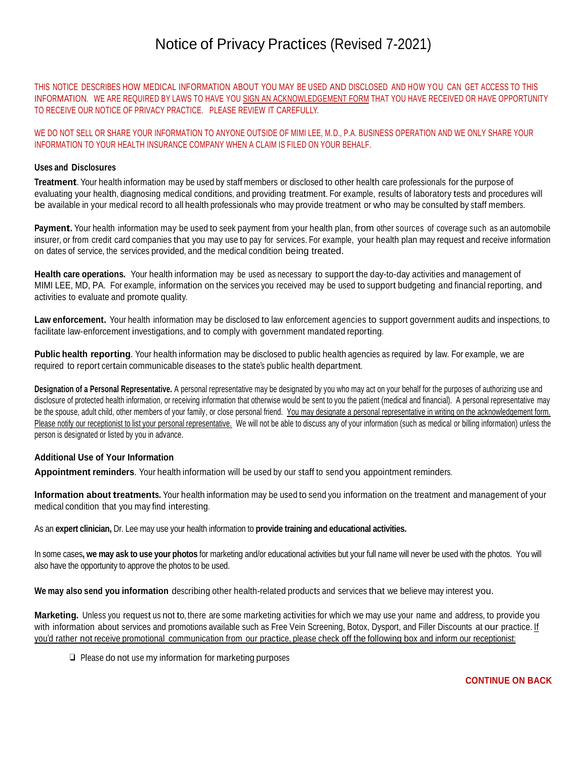# Notice of Privacy Practices (Revised 7-2021)

THIS NOTICE DESCRIBES HOW MEDICAL INFORMATION ABOUT YOU MAY BE USED AND DISCLOSED AND HOW YOU CAN GET ACCESS TO THIS INFORMATION. WE ARE REQUIRED BY LAWS TO HAVE YOU SIGN AN ACKNOWLEDGEMENT FORM THAT YOU HAVE RECEIVED OR HAVE OPPORTUNITY TO RECEIVE OUR NOTICE OF PRIVACY PRACTICE. PLEASE REVIEW IT CAREFULLY.

WE DO NOT SELL OR SHARE YOUR INFORMATION TO ANYONE OUTSIDE OF MIMI LEE, M.D., P.A. BUSINESS OPERATION AND WE ONLY SHARE YOUR INFORMATION TO YOUR HEALTH INSURANCE COMPANY WHEN A CLAIM IS FILED ON YOUR BEHALF.

### Uses and Disclosures

**Treatment**. Your health information may be used by staff members or disclosed to other health care professionals for the purpose of evaluating your health, diagnosing medical conditions, and providing treatment. For example, results of laboratory tests and procedures will be available in your medical record to all health professionals who may provide treatment or who may be consulted by staff members.

**Payment.** Your health information may be used to seek payment from your health plan, from other sources of coverage such as an automobile insurer, or from credit card companies that you may use to pay for services. For example, your health plan may request and receive information on dates of service, the services provided, and the medical condition being treated.

**Health care operations.** Your health information may be used as necessary to support the day-to-day activities and management of MIMI LEE, MD, PA. For example, information on the services you received may be used to support budgeting and financial reporting, and activities to evaluate and promote quality.

**Law enforcement.** Your health information may be disclosed to law enforcement agencies to support government audits and inspections, to facilitate law-enforcement investigations, and to comply with government mandated reporting.

**Public health reporting**. Your health information may be disclosed to public health agencies as required by law. For example, we are required to report certain communicable diseases to the state's public health department.

**Designation of a Personal Representative.** A personal representative may be designated by you who may act on your behalf for the purposes of authorizing use and disclosure of protected health information, or receiving information that otherwise would be sent to you the patient (medical and financial). A personal representative may be the spouse, adult child, other members of your family, or close personal friend. You may designate a personal representative in writing on the acknowledgement form. Please notify our receptionist to list your personal representative. We will not be able to discuss any of your information (such as medical or billing information) unless the person is designated or listed by you in advance.

### Additional Use of Your Information

**Appointment reminders**. Your health information will be used by our staff to send you appointment reminders.

**Information about treatments.** Your health information may be used to send you information on the treatment and management of your medical condition that you may find interesting.

As an **expert clinician,** Dr. Lee may use your health information to **provide training and educational activities.**

In some cases**, we may ask to use your photos** for marketing and/or educational activities but your full name will never be used with the photos. You will also have the opportunity to approve the photos to be used.

**We may also send you information** describing other health-related products and services that we believe may interest you.

**Marketing.** Unless you request us not to, there are some marketing activities for which we may use your name and address, to provide you with information about services and promotions available such as Free Vein Screening, Botox, Dysport, and Filler Discounts at our practice. If you'd rather not receive promotional communication from our practice, please check off the following box and inform our receptionist:

- ☐ Please do not use my information for marketing purposes

**CONTINUE ON BACK**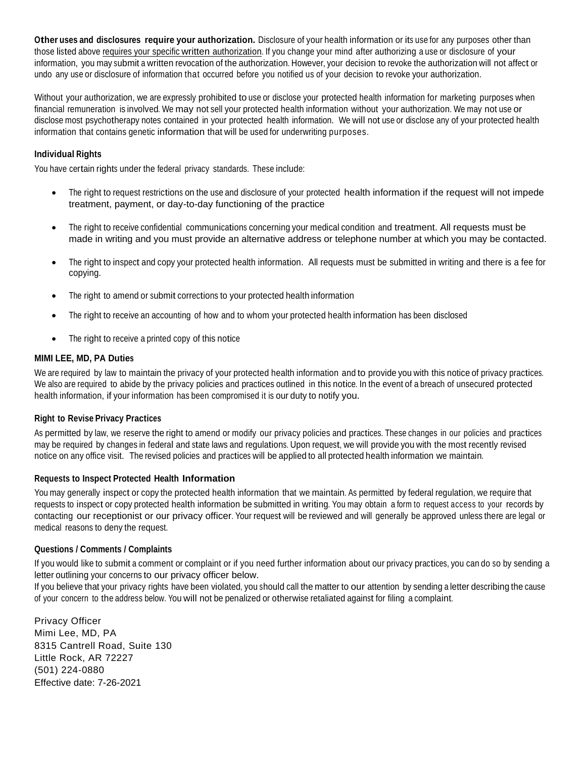**Other uses and disclosures require your authorization.** Disclosure of your health information or its use for any purposes other than those listed above requires your specific written authorization. If you change your mind after authorizing a use or disclosure of your information, you may submit a written revocation of the authorization. However, your decision to revoke the authorization will not affect or undo any use or disclosure of information that occurred before you notified us of your decision to revoke your authorization.

Without your authorization, we are expressly prohibited to use or disclose your protected health information for marketing purposes when financial remuneration is involved. We may not sell your protected health information without your authorization. We may not use or disclose most psychotherapy notes contained in your protected health information. We will not use or disclose any of your protected health information that contains genetic information that will be used for underwriting purposes.

**Individual Rights**

You have certain rights under the federal privacy standards. These include:

- The right to request restrictions on the use and disclosure of your protected health information if the request will not impede treatment, payment, or day-to-day functioning of the practice
- The right to receive confidential communications concerning your medical condition and treatment. All requests must be made in writing and you must provide an alternative address or telephone number at which you may be contacted.
- The right to inspect and copy your protected health information. All requests must be submitted in writing and there is a fee for copying.
- The right to amend or submit corrections to your protected health information
- The right to receive an accounting of how and to whom your protected health information has been disclosed
- The right to receive a printed copy of this notice

**MIMI LEE, MD, PA Duties**

We are required by law to maintain the privacy of your protected health information and to provide you with this notice of privacy practices. We also are required to abide by the privacy policies and practices outlined in this notice. In the event of a breach of unsecured protected health information, if your information has been compromised it is our duty to notify you.

**Right to Revise Privacy Practices**

As permitted by law, we reserve the right to amend or modify our privacy policies and practices. These changes in our policies and practices may be required by changes in federal and state laws and regulations. Upon request, we will provide you with the most recently revised notice on any office visit. The revised policies and practices will be applied to all protected health information we maintain.

**Requests to Inspect Protected Health Information**

You may generally inspect or copy the protected health information that we maintain. As permitted by federal regulation, we require that requests to inspect or copy protected health information be submitted in writing. You may obtain a form to request access to your records by contacting our receptionist or our privacy officer. Your request will be reviewed and will generally be approved unless there are legal or medical reasons to deny the request.

**Questions / Comments / Complaints**

If you would like to submit a comment or complaint or if you need further information about our privacy practices, you can do so by sending a letter outlining your concerns to our privacy officer below.
If you believe that your privacy rights have been violated, you should call the matter to our attention by sending a letter describing the cause of your concern to the address below. You will not be penalized or otherwise retaliated against for filing a complaint.

Privacy Officer
Mimi Lee, MD, PA
8315 Cantrell Road, Suite 130
Little Rock, AR 72227
(501) 224-0880
Effective date: 7-26-2021